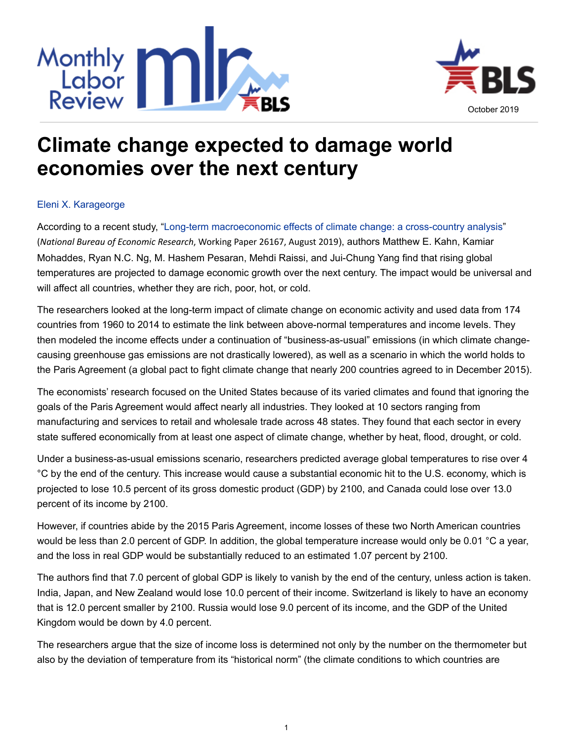# Climate change expected to damage world economies over the next century

Eleni X. Karageorge

According to a recent study, "Long-term macroeconomic effects of climate change: a cross-country analysis" (*National Bureau of Economic Research*, Working Paper 26167, August 2019), authors Matthew E. Kahn, Kamiar Mohaddes, Ryan N.C. Ng, M. Hashem Pesaran, Mehdi Raissi, and Jui-Chung Yang find that rising global temperatures are projected to damage economic growth over the next century. The impact would be universal and will affect all countries, whether they are rich, poor, hot, or cold.

The researchers looked at the long-term impact of climate change on economic activity and used data from 174 countries from 1960 to 2014 to estimate the link between above-normal temperatures and income levels. They then modeled the income effects under a continuation of "business-as-usual" emissions (in which climate change-causing greenhouse gas emissions are not drastically lowered), as well as a scenario in which the world holds to the Paris Agreement (a global pact to fight climate change that nearly 200 countries agreed to in December 2015).

The economists' research focused on the United States because of its varied climates and found that ignoring the goals of the Paris Agreement would affect nearly all industries. They looked at 10 sectors ranging from manufacturing and services to retail and wholesale trade across 48 states. They found that each sector in every state suffered economically from at least one aspect of climate change, whether by heat, flood, drought, or cold.

Under a business-as-usual emissions scenario, researchers predicted average global temperatures to rise over 4 °C by the end of the century. This increase would cause a substantial economic hit to the U.S. economy, which is projected to lose 10.5 percent of its gross domestic product (GDP) by 2100, and Canada could lose over 13.0 percent of its income by 2100.

However, if countries abide by the 2015 Paris Agreement, income losses of these two North American countries would be less than 2.0 percent of GDP. In addition, the global temperature increase would only be 0.01 °C a year, and the loss in real GDP would be substantially reduced to an estimated 1.07 percent by 2100.

The authors find that 7.0 percent of global GDP is likely to vanish by the end of the century, unless action is taken. India, Japan, and New Zealand would lose 10.0 percent of their income. Switzerland is likely to have an economy that is 12.0 percent smaller by 2100. Russia would lose 9.0 percent of its income, and the GDP of the United Kingdom would be down by 4.0 percent.

The researchers argue that the size of income loss is determined not only by the number on the thermometer but also by the deviation of temperature from its "historical norm" (the climate conditions to which countries are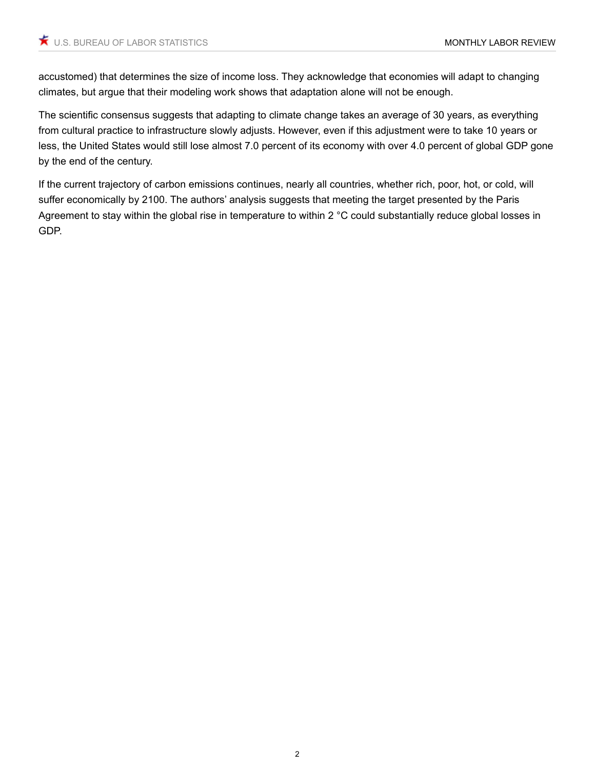accustomed) that determines the size of income loss. They acknowledge that economies will adapt to changing climates, but argue that their modeling work shows that adaptation alone will not be enough.

The scientific consensus suggests that adapting to climate change takes an average of 30 years, as everything from cultural practice to infrastructure slowly adjusts. However, even if this adjustment were to take 10 years or less, the United States would still lose almost 7.0 percent of its economy with over 4.0 percent of global GDP gone by the end of the century.

If the current trajectory of carbon emissions continues, nearly all countries, whether rich, poor, hot, or cold, will suffer economically by 2100. The authors' analysis suggests that meeting the target presented by the Paris Agreement to stay within the global rise in temperature to within 2 °C could substantially reduce global losses in GDP.